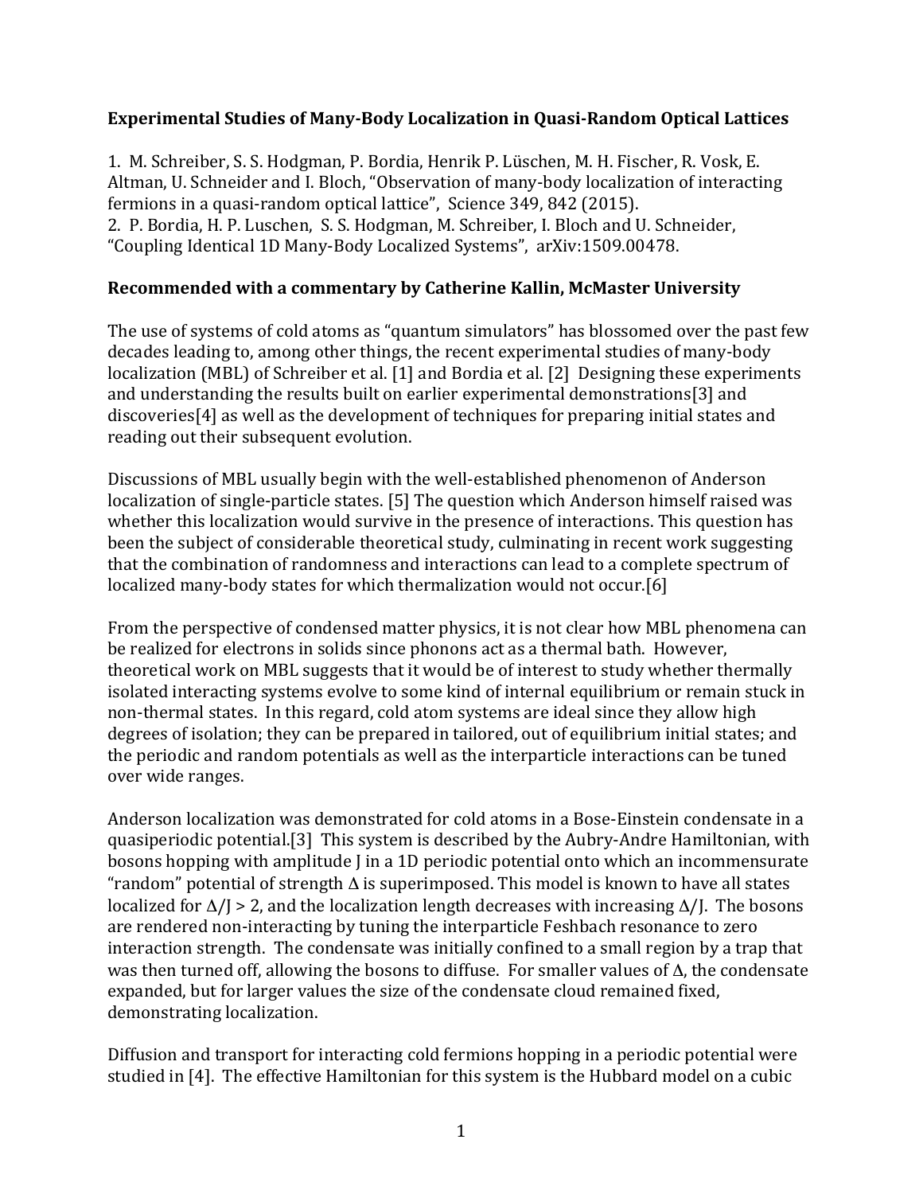**Experimental Studies of Many-Body Localization in Quasi-Random Optical Lattices**

1. M. Schreiber, S. S. Hodgman, P. Bordia, Henrik P. Lüschen, M. H. Fischer, R. Vosk, E. Altman, U. Schneider and I. Bloch, "Observation of many-body localization of interacting fermions in a quasi-random optical lattice", Science 349, 842 (2015).
2. P. Bordia, H. P. Luschen, S. S. Hodgman, M. Schreiber, I. Bloch and U. Schneider, "Coupling Identical 1D Many-Body Localized Systems", arXiv:1509.00478.

**Recommended with a commentary by Catherine Kallin, McMaster University**

The use of systems of cold atoms as "quantum simulators" has blossomed over the past few decades leading to, among other things, the recent experimental studies of many-body localization (MBL) of Schreiber et al. [1] and Bordia et al. [2] Designing these experiments and understanding the results built on earlier experimental demonstrations[3] and discoveries[4] as well as the development of techniques for preparing initial states and reading out their subsequent evolution.

Discussions of MBL usually begin with the well-established phenomenon of Anderson localization of single-particle states. [5] The question which Anderson himself raised was whether this localization would survive in the presence of interactions. This question has been the subject of considerable theoretical study, culminating in recent work suggesting that the combination of randomness and interactions can lead to a complete spectrum of localized many-body states for which thermalization would not occur.[6]

From the perspective of condensed matter physics, it is not clear how MBL phenomena can be realized for electrons in solids since phonons act as a thermal bath. However, theoretical work on MBL suggests that it would be of interest to study whether thermally isolated interacting systems evolve to some kind of internal equilibrium or remain stuck in non-thermal states. In this regard, cold atom systems are ideal since they allow high degrees of isolation; they can be prepared in tailored, out of equilibrium initial states; and the periodic and random potentials as well as the interparticle interactions can be tuned over wide ranges.

Anderson localization was demonstrated for cold atoms in a Bose-Einstein condensate in a quasiperiodic potential.[3] This system is described by the Aubry-Andre Hamiltonian, with bosons hopping with amplitude J in a 1D periodic potential onto which an incommensurate "random" potential of strength $\Delta$ is superimposed. This model is known to have all states localized for $\Delta/J > 2$, and the localization length decreases with increasing $\Delta/J$. The bosons are rendered non-interacting by tuning the interparticle Feshbach resonance to zero interaction strength. The condensate was initially confined to a small region by a trap that was then turned off, allowing the bosons to diffuse. For smaller values of $\Delta$, the condensate expanded, but for larger values the size of the condensate cloud remained fixed, demonstrating localization.

Diffusion and transport for interacting cold fermions hopping in a periodic potential were studied in [4]. The effective Hamiltonian for this system is the Hubbard model on a cubic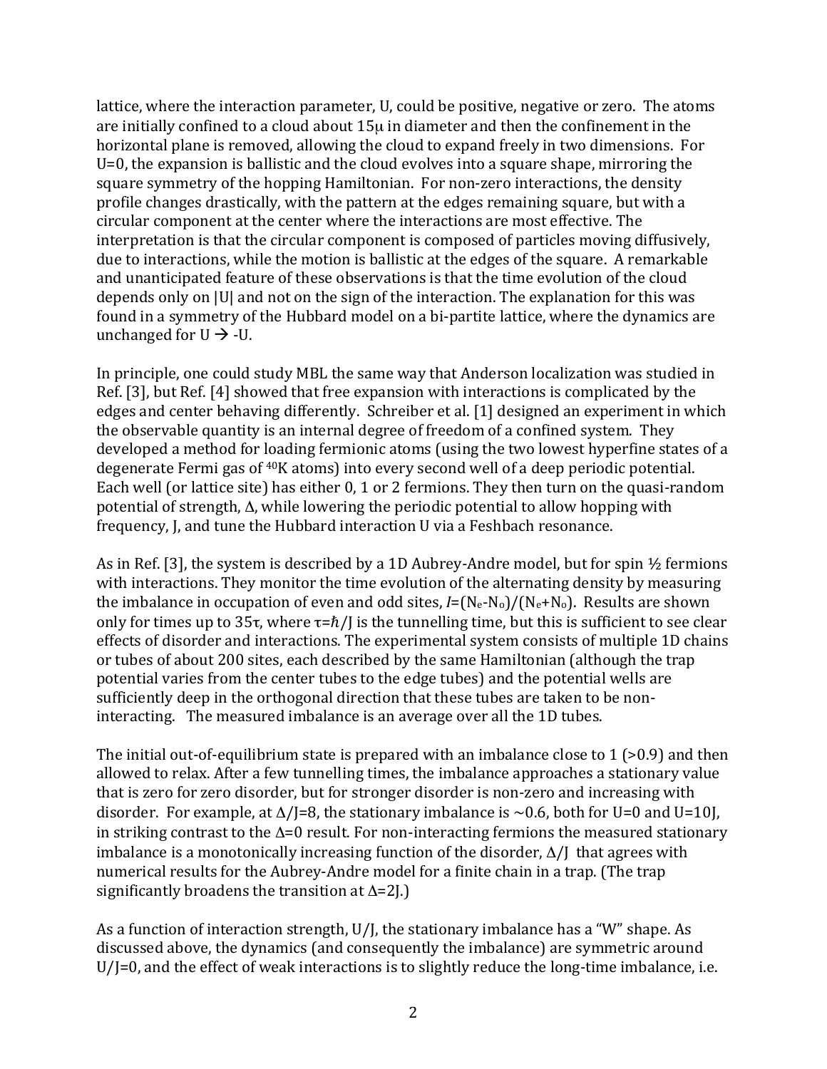lattice, where the interaction parameter, U, could be positive, negative or zero. The atoms are initially confined to a cloud about 15μ in diameter and then the confinement in the horizontal plane is removed, allowing the cloud to expand freely in two dimensions. For U=0, the expansion is ballistic and the cloud evolves into a square shape, mirroring the square symmetry of the hopping Hamiltonian. For non-zero interactions, the density profile changes drastically, with the pattern at the edges remaining square, but with a circular component at the center where the interactions are most effective. The interpretation is that the circular component is composed of particles moving diffusively, due to interactions, while the motion is ballistic at the edges of the square. A remarkable and unanticipated feature of these observations is that the time evolution of the cloud depends only on |U| and not on the sign of the interaction. The explanation for this was found in a symmetry of the Hubbard model on a bi-partite lattice, where the dynamics are unchanged for U → -U.

In principle, one could study MBL the same way that Anderson localization was studied in Ref. [3], but Ref. [4] showed that free expansion with interactions is complicated by the edges and center behaving differently. Schreiber et al. [1] designed an experiment in which the observable quantity is an internal degree of freedom of a confined system. They developed a method for loading fermionic atoms (using the two lowest hyperfine states of a degenerate Fermi gas of $^{40}$K atoms) into every second well of a deep periodic potential. Each well (or lattice site) has either 0, 1 or 2 fermions. They then turn on the quasi-random potential of strength, Δ, while lowering the periodic potential to allow hopping with frequency, J, and tune the Hubbard interaction U via a Feshbach resonance.

As in Ref. [3], the system is described by a 1D Aubrey-Andre model, but for spin ½ fermions with interactions. They monitor the time evolution of the alternating density by measuring the imbalance in occupation of even and odd sites, $I=(N_e-N_o)/(N_e+N_o)$. Results are shown only for times up to 35τ, where $\tau=\hbar/J$ is the tunnelling time, but this is sufficient to see clear effects of disorder and interactions. The experimental system consists of multiple 1D chains or tubes of about 200 sites, each described by the same Hamiltonian (although the trap potential varies from the center tubes to the edge tubes) and the potential wells are sufficiently deep in the orthogonal direction that these tubes are taken to be non-interacting. The measured imbalance is an average over all the 1D tubes.

The initial out-of-equilibrium state is prepared with an imbalance close to 1 (>0.9) and then allowed to relax. After a few tunnelling times, the imbalance approaches a stationary value that is zero for zero disorder, but for stronger disorder is non-zero and increasing with disorder. For example, at Δ/J=8, the stationary imbalance is ~0.6, both for U=0 and U=10J, in striking contrast to the Δ=0 result. For non-interacting fermions the measured stationary imbalance is a monotonically increasing function of the disorder, Δ/J that agrees with numerical results for the Aubrey-Andre model for a finite chain in a trap. (The trap significantly broadens the transition at Δ=2J.)

As a function of interaction strength, U/J, the stationary imbalance has a "W" shape. As discussed above, the dynamics (and consequently the imbalance) are symmetric around U/J=0, and the effect of weak interactions is to slightly reduce the long-time imbalance, i.e.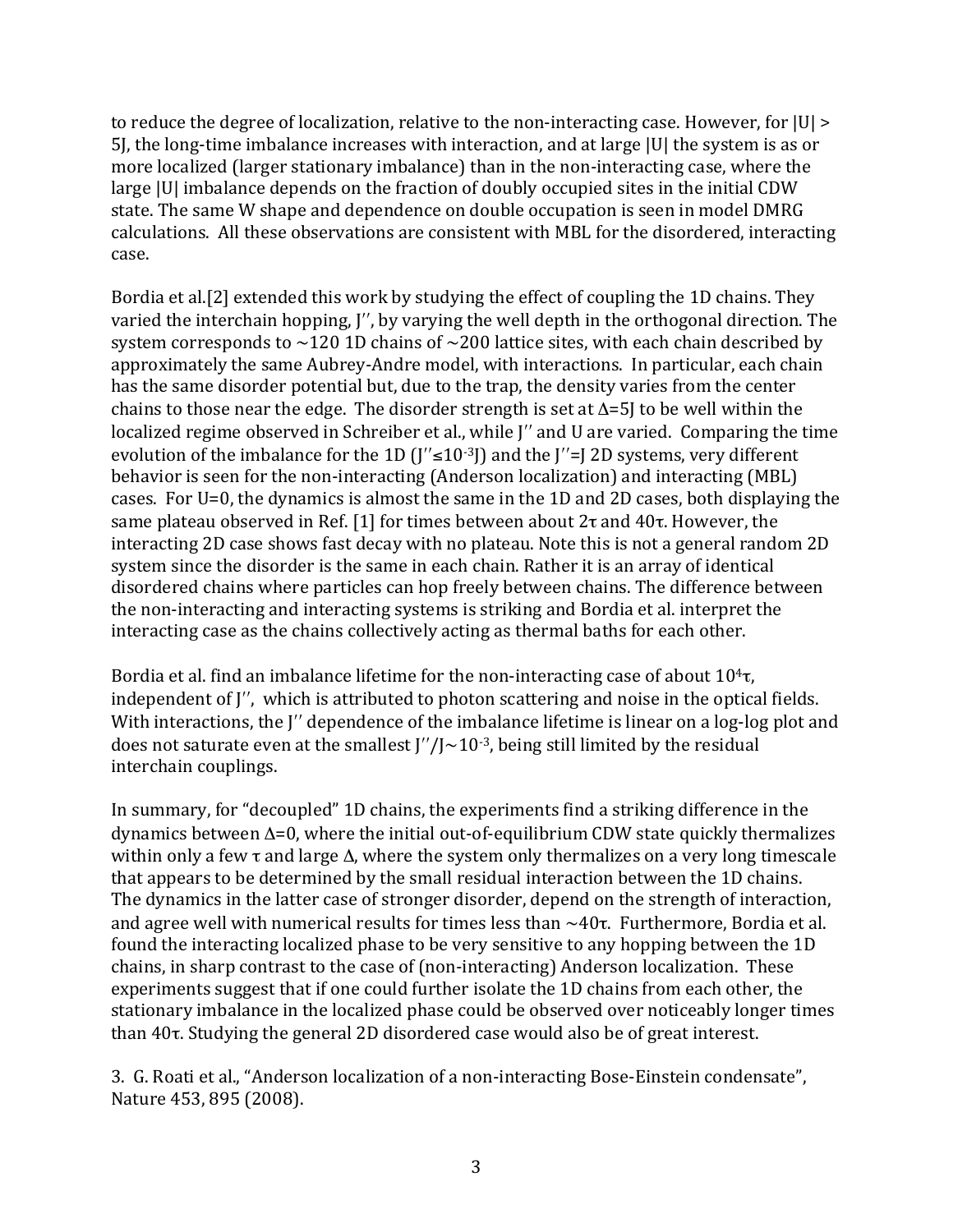to reduce the degree of localization, relative to the non-interacting case. However, for $|U| > 5J$, the long-time imbalance increases with interaction, and at large $|U|$ the system is as or more localized (larger stationary imbalance) than in the non-interacting case, where the large $|U|$ imbalance depends on the fraction of doubly occupied sites in the initial CDW state. The same W shape and dependence on double occupation is seen in model DMRG calculations. All these observations are consistent with MBL for the disordered, interacting case.

Bordia et al.[2] extended this work by studying the effect of coupling the 1D chains. They varied the interchain hopping, $J''$, by varying the well depth in the orthogonal direction. The system corresponds to ~120 1D chains of ~200 lattice sites, with each chain described by approximately the same Aubrey-Andre model, with interactions. In particular, each chain has the same disorder potential but, due to the trap, the density varies from the center chains to those near the edge. The disorder strength is set at $\Delta=5J$ to be well within the localized regime observed in Schreiber et al., while $J''$ and U are varied. Comparing the time evolution of the imbalance for the 1D ($J''\leq 10^{-3}J$) and the $J''=J$ 2D systems, very different behavior is seen for the non-interacting (Anderson localization) and interacting (MBL) cases. For U=0, the dynamics is almost the same in the 1D and 2D cases, both displaying the same plateau observed in Ref. [1] for times between about $2\tau$ and $40\tau$. However, the interacting 2D case shows fast decay with no plateau. Note this is not a general random 2D system since the disorder is the same in each chain. Rather it is an array of identical disordered chains where particles can hop freely between chains. The difference between the non-interacting and interacting systems is striking and Bordia et al. interpret the interacting case as the chains collectively acting as thermal baths for each other.

Bordia et al. find an imbalance lifetime for the non-interacting case of about $10^4\tau$, independent of $J''$, which is attributed to photon scattering and noise in the optical fields. With interactions, the $J''$ dependence of the imbalance lifetime is linear on a log-log plot and does not saturate even at the smallest $J''/J\sim 10^{-3}$, being still limited by the residual interchain couplings.

In summary, for "decoupled" 1D chains, the experiments find a striking difference in the dynamics between $\Delta=0$, where the initial out-of-equilibrium CDW state quickly thermalizes within only a few $\tau$ and large $\Delta$, where the system only thermalizes on a very long timescale that appears to be determined by the small residual interaction between the 1D chains. The dynamics in the latter case of stronger disorder, depend on the strength of interaction, and agree well with numerical results for times less than ~$40\tau$. Furthermore, Bordia et al. found the interacting localized phase to be very sensitive to any hopping between the 1D chains, in sharp contrast to the case of (non-interacting) Anderson localization. These experiments suggest that if one could further isolate the 1D chains from each other, the stationary imbalance in the localized phase could be observed over noticeably longer times than $40\tau$. Studying the general 2D disordered case would also be of great interest.

3. G. Roati et al., "Anderson localization of a non-interacting Bose-Einstein condensate", Nature 453, 895 (2008).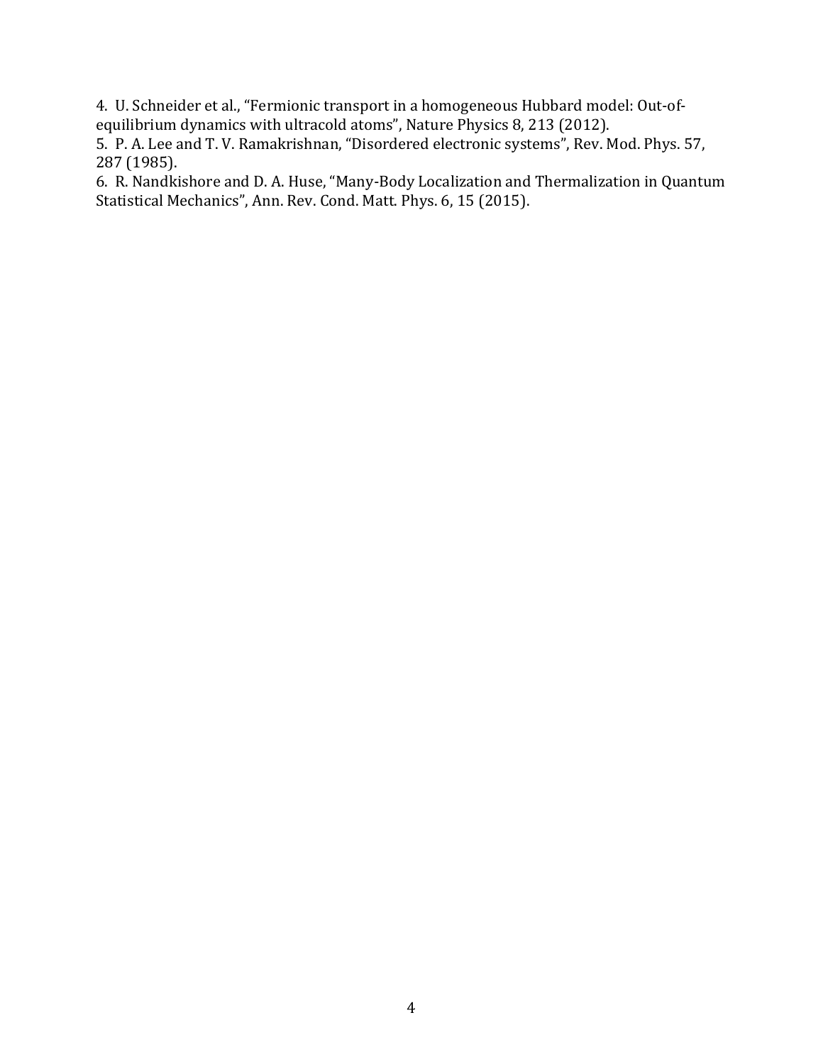4. U. Schneider et al., “Fermionic transport in a homogeneous Hubbard model: Out-of-equilibrium dynamics with ultracold atoms”, Nature Physics 8, 213 (2012).
5. P. A. Lee and T. V. Ramakrishnan, “Disordered electronic systems”, Rev. Mod. Phys. 57, 287 (1985).
6. R. Nandkishore and D. A. Huse, “Many-Body Localization and Thermalization in Quantum Statistical Mechanics”, Ann. Rev. Cond. Matt. Phys. 6, 15 (2015).